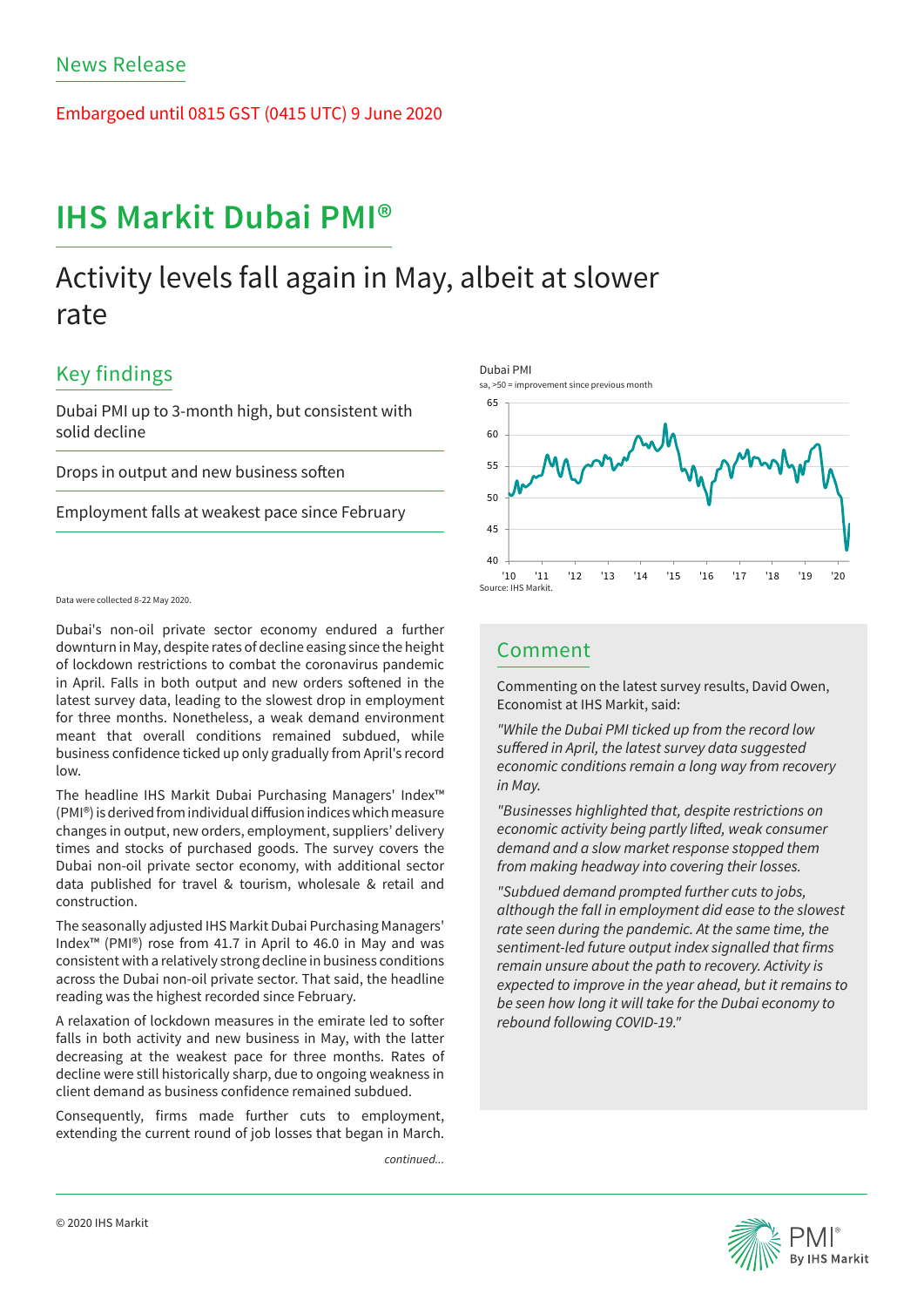News Release

Embargoed until 0815 GST (0415 UTC) 9 June 2020

# IHS Markit Dubai PMI®

## Activity levels fall again in May, albeit at slower rate

### Key findings

Dubai PMI up to 3-month high, but consistent with solid decline

Drops in output and new business soften

Employment falls at weakest pace since February

Data were collected 8-22 May 2020.

Dubai PMI
sa, >50 = improvement since previous month
Source: IHS Markit.

Dubai's non-oil private sector economy endured a further downturn in May, despite rates of decline easing since the height of lockdown restrictions to combat the coronavirus pandemic in April. Falls in both output and new orders softened in the latest survey data, leading to the slowest drop in employment for three months. Nonetheless, a weak demand environment meant that overall conditions remained subdued, while business confidence ticked up only gradually from April's record low.

The headline IHS Markit Dubai Purchasing Managers' Index™ (PMI®) is derived from individual diffusion indices which measure changes in output, new orders, employment, suppliers' delivery times and stocks of purchased goods. The survey covers the Dubai non-oil private sector economy, with additional sector data published for travel & tourism, wholesale & retail and construction.

The seasonally adjusted IHS Markit Dubai Purchasing Managers' Index™ (PMI®) rose from 41.7 in April to 46.0 in May and was consistent with a relatively strong decline in business conditions across the Dubai non-oil private sector. That said, the headline reading was the highest recorded since February.

A relaxation of lockdown measures in the emirate led to softer falls in both activity and new business in May, with the latter decreasing at the weakest pace for three months. Rates of decline were still historically sharp, due to ongoing weakness in client demand as business confidence remained subdued.

Consequently, firms made further cuts to employment, extending the current round of job losses that began in March.

*continued...*

### Comment

Commenting on the latest survey results, David Owen, Economist at IHS Markit, said:

*"While the Dubai PMI ticked up from the record low suffered in April, the latest survey data suggested economic conditions remain a long way from recovery in May.*

*"Businesses highlighted that, despite restrictions on economic activity being partly lifted, weak consumer demand and a slow market response stopped them from making headway into covering their losses.*

*"Subdued demand prompted further cuts to jobs, although the fall in employment did ease to the slowest rate seen during the pandemic. At the same time, the sentiment-led future output index signalled that firms remain unsure about the path to recovery. Activity is expected to improve in the year ahead, but it remains to be seen how long it will take for the Dubai economy to rebound following COVID-19."*

© 2020 IHS Markit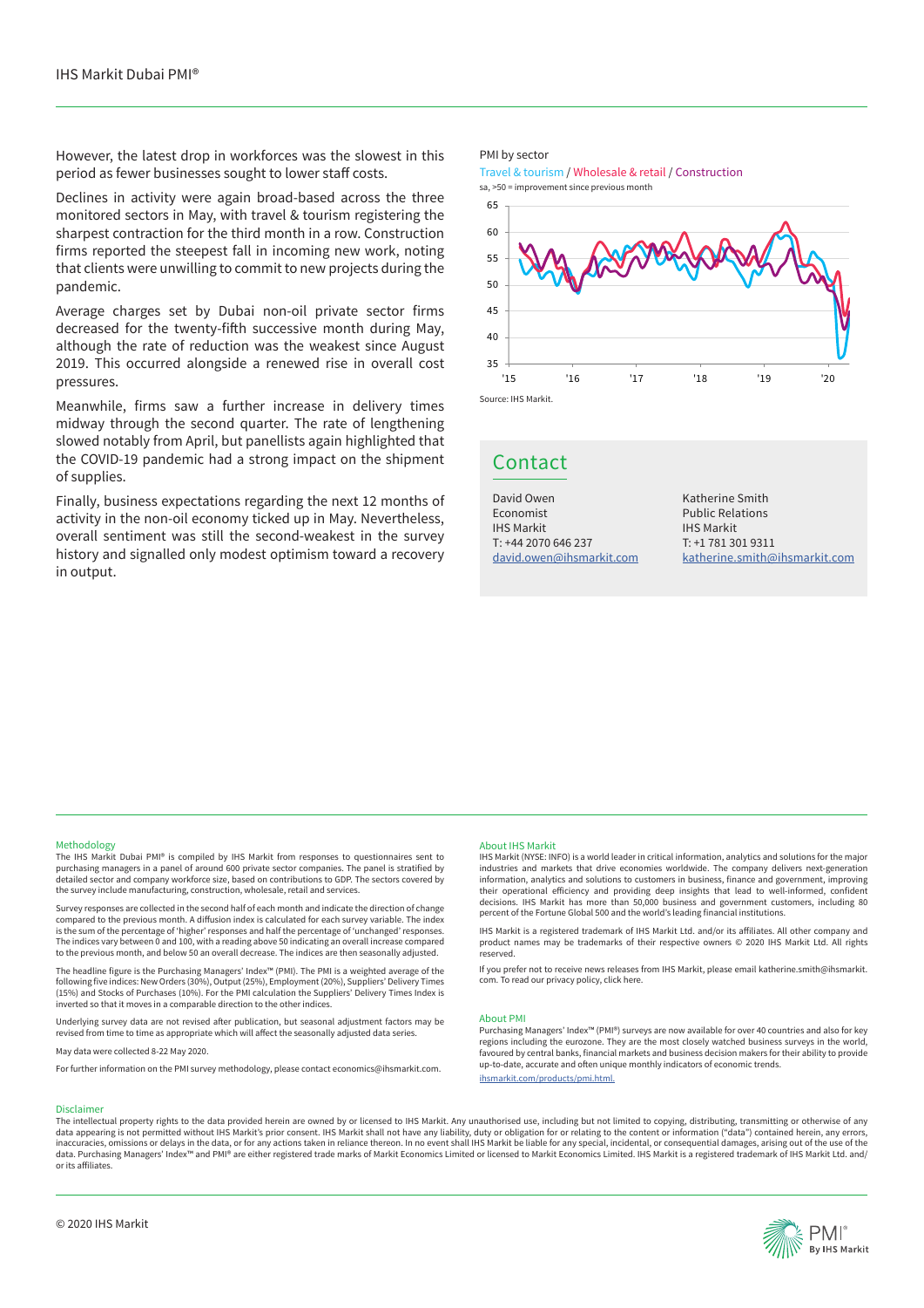However, the latest drop in workforces was the slowest in this period as fewer businesses sought to lower staff costs.

Declines in activity were again broad-based across the three monitored sectors in May, with travel & tourism registering the sharpest contraction for the third month in a row. Construction firms reported the steepest fall in incoming new work, noting that clients were unwilling to commit to new projects during the pandemic.

Average charges set by Dubai non-oil private sector firms decreased for the twenty-fifth successive month during May, although the rate of reduction was the weakest since August 2019. This occurred alongside a renewed rise in overall cost pressures.

Meanwhile, firms saw a further increase in delivery times midway through the second quarter. The rate of lengthening slowed notably from April, but panellists again highlighted that the COVID-19 pandemic had a strong impact on the shipment of supplies.

Finally, business expectations regarding the next 12 months of activity in the non-oil economy ticked up in May. Nevertheless, overall sentiment was still the second-weakest in the survey history and signalled only modest optimism toward a recovery in output.

PMI by sector

Travel & tourism / Wholesale & retail / Construction

sa, >50 = improvement since previous month

65
60
55
50
45
40
35

'15 '16 '17 '18 '19 '20

Source: IHS Markit.

## Contact

David Owen
Economist
IHS Markit
T: +44 2070 646 237
david.owen@ihsmarkit.com

Katherine Smith
Public Relations
IHS Markit
T: +1 781 301 9311
katherine.smith@ihsmarkit.com

### Methodology

The IHS Markit Dubai PMI® is compiled by IHS Markit from responses to questionnaires sent to purchasing managers in a panel of around 600 private sector companies. The panel is stratified by detailed sector and company workforce size, based on contributions to GDP. The sectors covered by the survey include manufacturing, construction, wholesale, retail and services.

Survey responses are collected in the second half of each month and indicate the direction of change compared to the previous month. A diffusion index is calculated for each survey variable. The index is the sum of the percentage of 'higher' responses and half the percentage of 'unchanged' responses. The indices vary between 0 and 100, with a reading above 50 indicating an overall increase compared to the previous month, and below 50 an overall decrease. The indices are then seasonally adjusted.

The headline figure is the Purchasing Managers' Index™ (PMI). The PMI is a weighted average of the following five indices: New Orders (30%), Output (25%), Employment (20%), Suppliers' Delivery Times (15%) and Stocks of Purchases (10%). For the PMI calculation the Suppliers' Delivery Times Index is inverted so that it moves in a comparable direction to the other indices.

Underlying survey data are not revised after publication, but seasonal adjustment factors may be revised from time to time as appropriate which will affect the seasonally adjusted data series.

May data were collected 8-22 May 2020.

For further information on the PMI survey methodology, please contact economics@ihsmarkit.com.

### About IHS Markit

IHS Markit (NYSE: INFO) is a world leader in critical information, analytics and solutions for the major industries and markets that drive economies worldwide. The company delivers next-generation information, analytics and solutions to customers in business, finance and government, improving their operational efficiency and providing deep insights that lead to well-informed, confident decisions. IHS Markit has more than 50,000 business and government customers, including 80 percent of the Fortune Global 500 and the world's leading financial institutions.

IHS Markit is a registered trademark of IHS Markit Ltd. and/or its affiliates. All other company and product names may be trademarks of their respective owners © 2020 IHS Markit Ltd. All rights reserved.

If you prefer not to receive news releases from IHS Markit, please email katherine.smith@ihsmarkit.com. To read our privacy policy, click here.

### About PMI

Purchasing Managers' Index™ (PMI®) surveys are now available for over 40 countries and also for key regions including the eurozone. They are the most closely watched business surveys in the world, favoured by central banks, financial markets and business decision makers for their ability to provide up-to-date, accurate and often unique monthly indicators of economic trends.

ihsmarkit.com/products/pmi.html.

### Disclaimer

The intellectual property rights to the data provided herein are owned by or licensed to IHS Markit. Any unauthorised use, including but not limited to copying, distributing, transmitting or otherwise of any data appearing is not permitted without IHS Markit's prior consent. IHS Markit shall not have any liability, duty or obligation for or relating to the content or information ("data") contained herein, any errors, inaccuracies, omissions or delays in the data, or for any actions taken in reliance thereon. In no event shall IHS Markit be liable for any special, incidental, or consequential damages, arising out of the use of the data. Purchasing Managers' Index™ and PMI® are either registered trade marks of Markit Economics Limited or licensed to Markit Economics Limited. IHS Markit is a registered trademark of IHS Markit Ltd. and/or its affiliates.

© 2020 IHS Markit